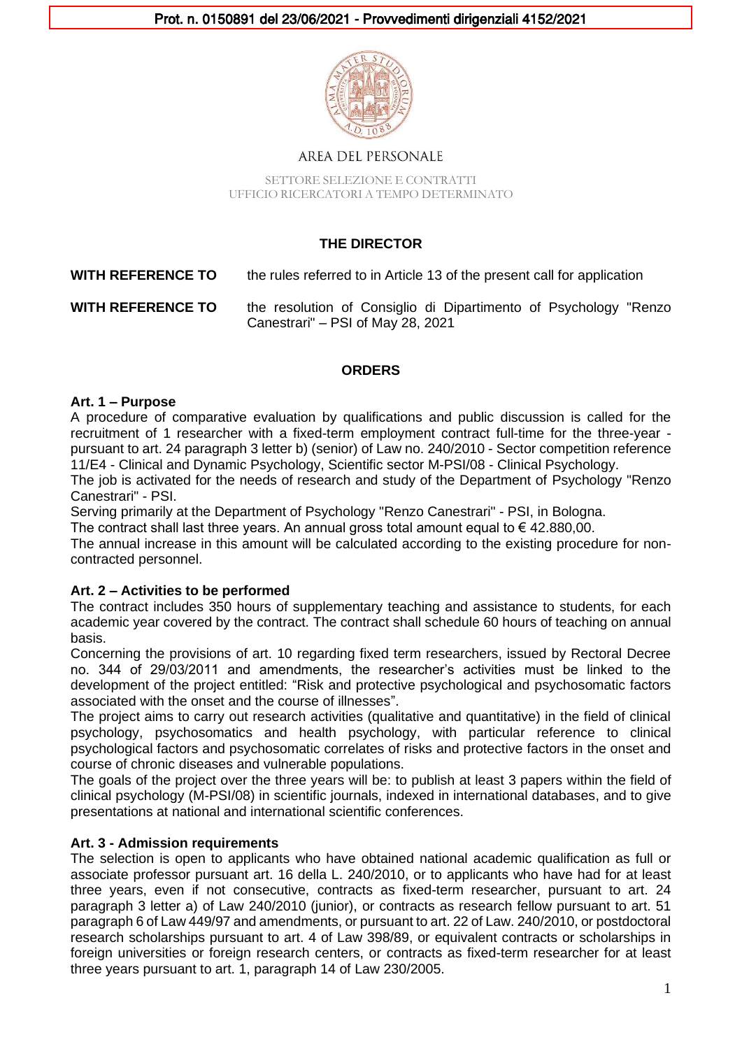Prot. n. 0150891 del 23/06/2021 - Provvedimenti dirigenziali 4152/2021

AREA DEL PERSONALE

SETTORE SELEZIONE E CONTRATTI
UFFICIO RICERCATORI A TEMPO DETERMINATO

## THE DIRECTOR

**WITH REFERENCE TO** the rules referred to in Article 13 of the present call for application

**WITH REFERENCE TO** the resolution of Consiglio di Dipartimento of Psychology "Renzo Canestrari" – PSI of May 28, 2021

## ORDERS

### Art. 1 – Purpose

A procedure of comparative evaluation by qualifications and public discussion is called for the recruitment of 1 researcher with a fixed-term employment contract full-time for the three-year - pursuant to art. 24 paragraph 3 letter b) (senior) of Law no. 240/2010 - Sector competition reference 11/E4 - Clinical and Dynamic Psychology, Scientific sector M-PSI/08 - Clinical Psychology.

The job is activated for the needs of research and study of the Department of Psychology "Renzo Canestrari" - PSI.

Serving primarily at the Department of Psychology "Renzo Canestrari" - PSI, in Bologna.

The contract shall last three years. An annual gross total amount equal to € 42.880,00.

The annual increase in this amount will be calculated according to the existing procedure for non-contracted personnel.

### Art. 2 – Activities to be performed

The contract includes 350 hours of supplementary teaching and assistance to students, for each academic year covered by the contract. The contract shall schedule 60 hours of teaching on annual basis.

Concerning the provisions of art. 10 regarding fixed term researchers, issued by Rectoral Decree no. 344 of 29/03/2011 and amendments, the researcher's activities must be linked to the development of the project entitled: "Risk and protective psychological and psychosomatic factors associated with the onset and the course of illnesses".

The project aims to carry out research activities (qualitative and quantitative) in the field of clinical psychology, psychosomatics and health psychology, with particular reference to clinical psychological factors and psychosomatic correlates of risks and protective factors in the onset and course of chronic diseases and vulnerable populations.

The goals of the project over the three years will be: to publish at least 3 papers within the field of clinical psychology (M-PSI/08) in scientific journals, indexed in international databases, and to give presentations at national and international scientific conferences.

### Art. 3 - Admission requirements

The selection is open to applicants who have obtained national academic qualification as full or associate professor pursuant art. 16 della L. 240/2010, or to applicants who have had for at least three years, even if not consecutive, contracts as fixed-term researcher, pursuant to art. 24 paragraph 3 letter a) of Law 240/2010 (junior), or contracts as research fellow pursuant to art. 51 paragraph 6 of Law 449/97 and amendments, or pursuant to art. 22 of Law. 240/2010, or postdoctoral research scholarships pursuant to art. 4 of Law 398/89, or equivalent contracts or scholarships in foreign universities or foreign research centers, or contracts as fixed-term researcher for at least three years pursuant to art. 1, paragraph 14 of Law 230/2005.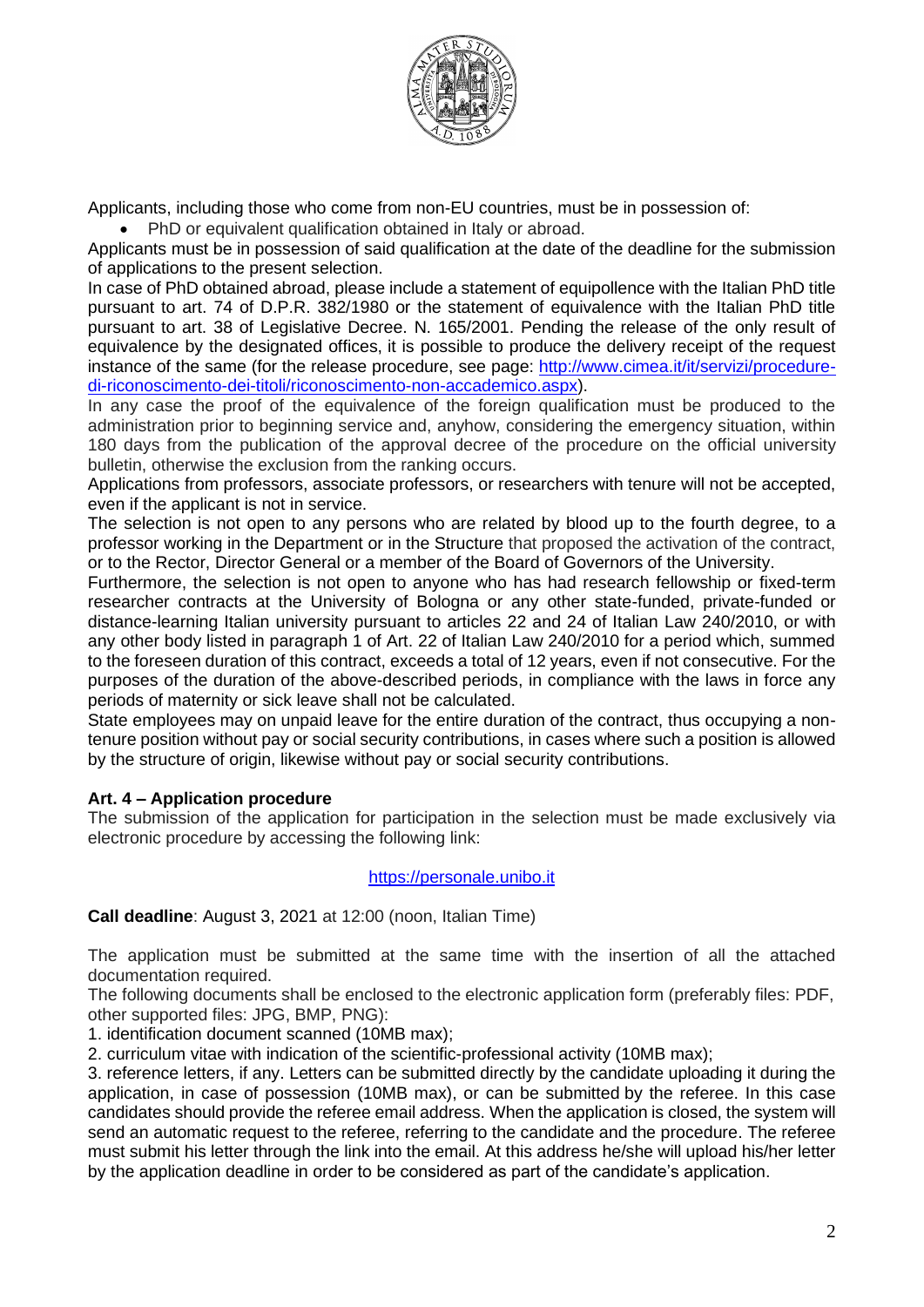Applicants, including those who come from non-EU countries, must be in possession of:

- PhD or equivalent qualification obtained in Italy or abroad.

Applicants must be in possession of said qualification at the date of the deadline for the submission of applications to the present selection.

In case of PhD obtained abroad, please include a statement of equipollence with the Italian PhD title pursuant to art. 74 of D.P.R. 382/1980 or the statement of equivalence with the Italian PhD title pursuant to art. 38 of Legislative Decree. N. 165/2001. Pending the release of the only result of equivalence by the designated offices, it is possible to produce the delivery receipt of the request instance of the same (for the release procedure, see page: http://www.cimea.it/it/servizi/procedure-di-riconoscimento-dei-titoli/riconoscimento-non-accademico.aspx).

In any case the proof of the equivalence of the foreign qualification must be produced to the administration prior to beginning service and, anyhow, considering the emergency situation, within 180 days from the publication of the approval decree of the procedure on the official university bulletin, otherwise the exclusion from the ranking occurs.

Applications from professors, associate professors, or researchers with tenure will not be accepted, even if the applicant is not in service.

The selection is not open to any persons who are related by blood up to the fourth degree, to a professor working in the Department or in the Structure that proposed the activation of the contract, or to the Rector, Director General or a member of the Board of Governors of the University.

Furthermore, the selection is not open to anyone who has had research fellowship or fixed-term researcher contracts at the University of Bologna or any other state-funded, private-funded or distance-learning Italian university pursuant to articles 22 and 24 of Italian Law 240/2010, or with any other body listed in paragraph 1 of Art. 22 of Italian Law 240/2010 for a period which, summed to the foreseen duration of this contract, exceeds a total of 12 years, even if not consecutive. For the purposes of the duration of the above-described periods, in compliance with the laws in force any periods of maternity or sick leave shall not be calculated.

State employees may on unpaid leave for the entire duration of the contract, thus occupying a non-tenure position without pay or social security contributions, in cases where such a position is allowed by the structure of origin, likewise without pay or social security contributions.

### Art. 4 – Application procedure

The submission of the application for participation in the selection must be made exclusively via electronic procedure by accessing the following link:

https://personale.unibo.it

**Call deadline**: August 3, 2021 at 12:00 (noon, Italian Time)

The application must be submitted at the same time with the insertion of all the attached documentation required.

The following documents shall be enclosed to the electronic application form (preferably files: PDF, other supported files: JPG, BMP, PNG):

1. identification document scanned (10MB max);
2. curriculum vitae with indication of the scientific-professional activity (10MB max);
3. reference letters, if any. Letters can be submitted directly by the candidate uploading it during the application, in case of possession (10MB max), or can be submitted by the referee. In this case candidates should provide the referee email address. When the application is closed, the system will send an automatic request to the referee, referring to the candidate and the procedure. The referee must submit his letter through the link into the email. At this address he/she will upload his/her letter by the application deadline in order to be considered as part of the candidate's application.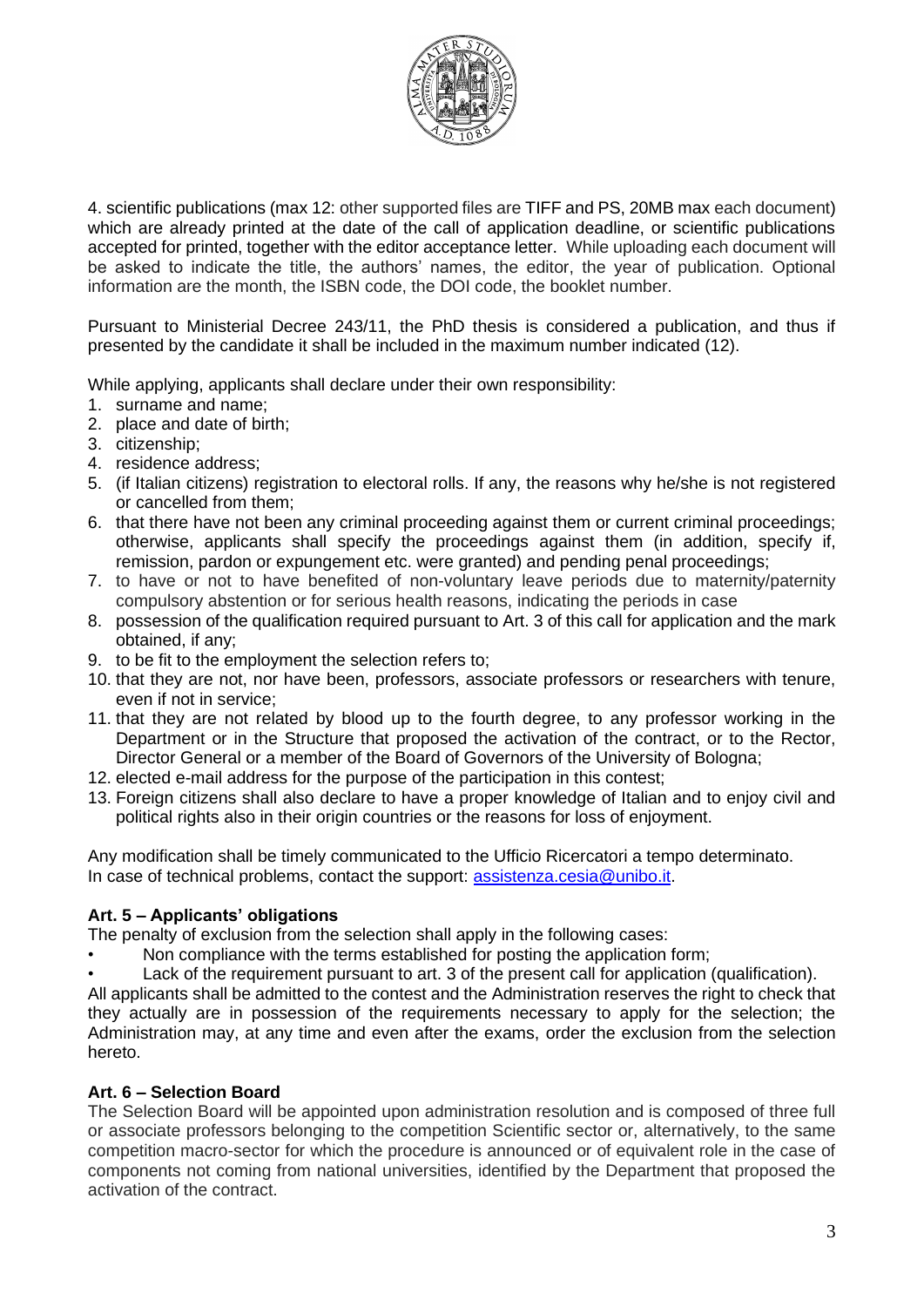4. scientific publications (max 12: other supported files are TIFF and PS, 20MB max each document) which are already printed at the date of the call of application deadline, or scientific publications accepted for printed, together with the editor acceptance letter. While uploading each document will be asked to indicate the title, the authors' names, the editor, the year of publication. Optional information are the month, the ISBN code, the DOI code, the booklet number.

Pursuant to Ministerial Decree 243/11, the PhD thesis is considered a publication, and thus if presented by the candidate it shall be included in the maximum number indicated (12).

While applying, applicants shall declare under their own responsibility:

1. surname and name;
2. place and date of birth;
3. citizenship;
4. residence address;
5. (if Italian citizens) registration to electoral rolls. If any, the reasons why he/she is not registered or cancelled from them;
6. that there have not been any criminal proceeding against them or current criminal proceedings; otherwise, applicants shall specify the proceedings against them (in addition, specify if, remission, pardon or expungement etc. were granted) and pending penal proceedings;
7. to have or not to have benefited of non-voluntary leave periods due to maternity/paternity compulsory abstention or for serious health reasons, indicating the periods in case
8. possession of the qualification required pursuant to Art. 3 of this call for application and the mark obtained, if any;
9. to be fit to the employment the selection refers to;
10. that they are not, nor have been, professors, associate professors or researchers with tenure, even if not in service;
11. that they are not related by blood up to the fourth degree, to any professor working in the Department or in the Structure that proposed the activation of the contract, or to the Rector, Director General or a member of the Board of Governors of the University of Bologna;
12. elected e-mail address for the purpose of the participation in this contest;
13. Foreign citizens shall also declare to have a proper knowledge of Italian and to enjoy civil and political rights also in their origin countries or the reasons for loss of enjoyment.

Any modification shall be timely communicated to the Ufficio Ricercatori a tempo determinato. In case of technical problems, contact the support: assistenza.cesia@unibo.it.

**Art. 5 – Applicants' obligations**

The penalty of exclusion from the selection shall apply in the following cases:

- Non compliance with the terms established for posting the application form;
- Lack of the requirement pursuant to art. 3 of the present call for application (qualification).

All applicants shall be admitted to the contest and the Administration reserves the right to check that they actually are in possession of the requirements necessary to apply for the selection; the Administration may, at any time and even after the exams, order the exclusion from the selection hereto.

**Art. 6 – Selection Board**

The Selection Board will be appointed upon administration resolution and is composed of three full or associate professors belonging to the competition Scientific sector or, alternatively, to the same competition macro-sector for which the procedure is announced or of equivalent role in the case of components not coming from national universities, identified by the Department that proposed the activation of the contract.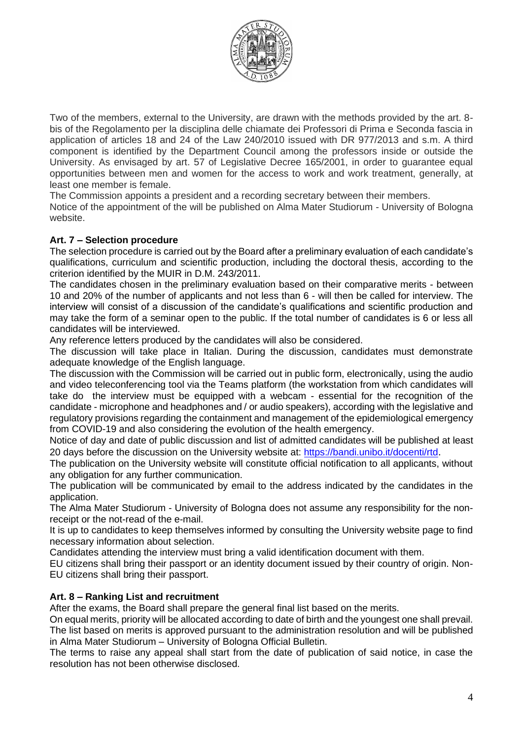Two of the members, external to the University, are drawn with the methods provided by the art. 8-bis of the Regolamento per la disciplina delle chiamate dei Professori di Prima e Seconda fascia in application of articles 18 and 24 of the Law 240/2010 issued with DR 977/2013 and s.m. A third component is identified by the Department Council among the professors inside or outside the University. As envisaged by art. 57 of Legislative Decree 165/2001, in order to guarantee equal opportunities between men and women for the access to work and work treatment, generally, at least one member is female.

The Commission appoints a president and a recording secretary between their members.

Notice of the appointment of the will be published on Alma Mater Studiorum - University of Bologna website.

**Art. 7 – Selection procedure**

The selection procedure is carried out by the Board after a preliminary evaluation of each candidate's qualifications, curriculum and scientific production, including the doctoral thesis, according to the criterion identified by the MUIR in D.M. 243/2011.

The candidates chosen in the preliminary evaluation based on their comparative merits - between 10 and 20% of the number of applicants and not less than 6 - will then be called for interview. The interview will consist of a discussion of the candidate's qualifications and scientific production and may take the form of a seminar open to the public. If the total number of candidates is 6 or less all candidates will be interviewed.

Any reference letters produced by the candidates will also be considered.

The discussion will take place in Italian. During the discussion, candidates must demonstrate adequate knowledge of the English language.

The discussion with the Commission will be carried out in public form, electronically, using the audio and video teleconferencing tool via the Teams platform (the workstation from which candidates will take do the interview must be equipped with a webcam - essential for the recognition of the candidate - microphone and headphones and / or audio speakers), according with the legislative and regulatory provisions regarding the containment and management of the epidemiological emergency from COVID-19 and also considering the evolution of the health emergency.

Notice of day and date of public discussion and list of admitted candidates will be published at least 20 days before the discussion on the University website at: https://bandi.unibo.it/docenti/rtd.

The publication on the University website will constitute official notification to all applicants, without any obligation for any further communication.

The publication will be communicated by email to the address indicated by the candidates in the application.

The Alma Mater Studiorum - University of Bologna does not assume any responsibility for the non-receipt or the not-read of the e-mail.

It is up to candidates to keep themselves informed by consulting the University website page to find necessary information about selection.

Candidates attending the interview must bring a valid identification document with them.

EU citizens shall bring their passport or an identity document issued by their country of origin. Non-EU citizens shall bring their passport.

**Art. 8 – Ranking List and recruitment**

After the exams, the Board shall prepare the general final list based on the merits.

On equal merits, priority will be allocated according to date of birth and the youngest one shall prevail.

The list based on merits is approved pursuant to the administration resolution and will be published in Alma Mater Studiorum – University of Bologna Official Bulletin.

The terms to raise any appeal shall start from the date of publication of said notice, in case the resolution has not been otherwise disclosed.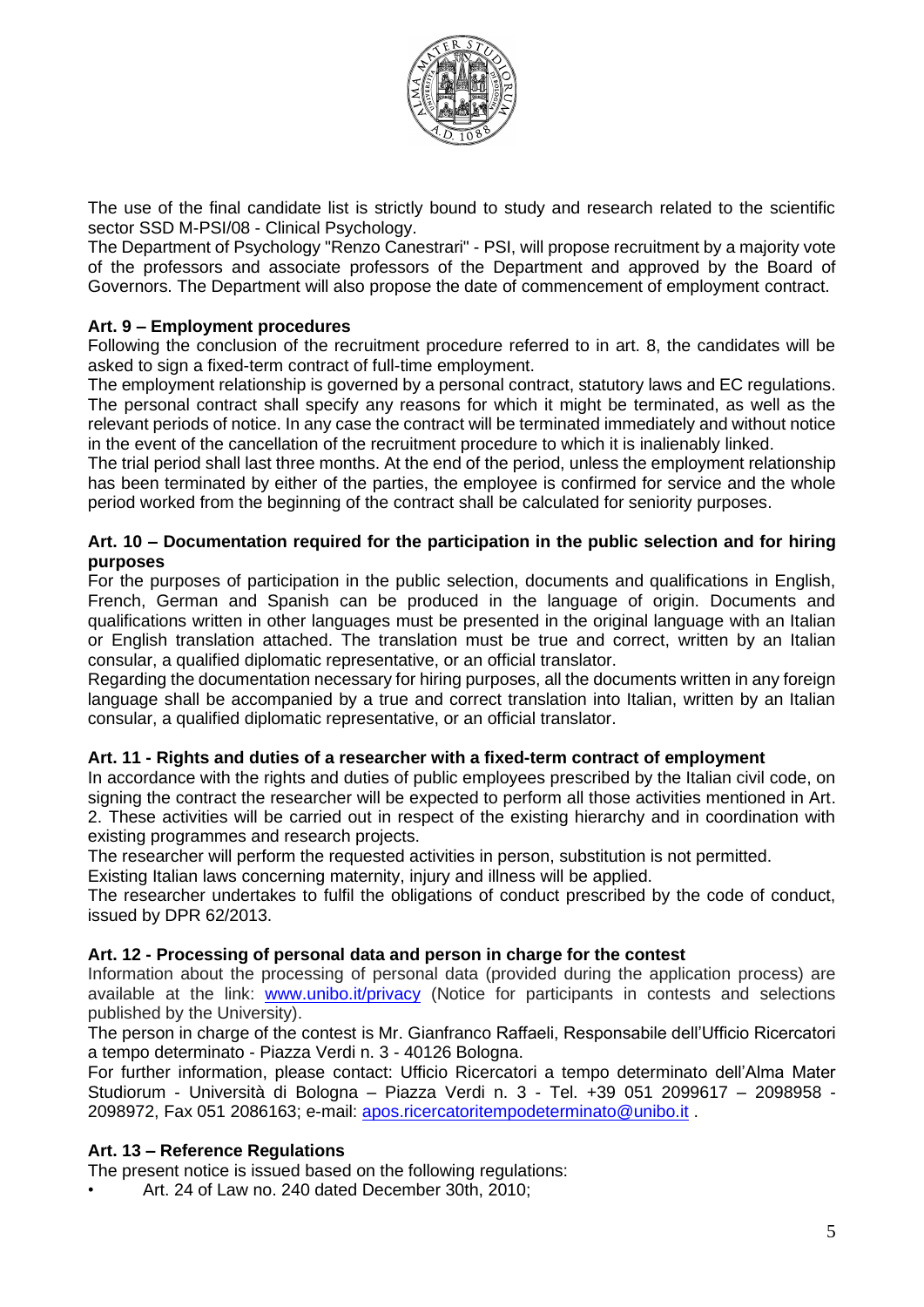The use of the final candidate list is strictly bound to study and research related to the scientific sector SSD M-PSI/08 - Clinical Psychology.

The Department of Psychology "Renzo Canestrari" - PSI, will propose recruitment by a majority vote of the professors and associate professors of the Department and approved by the Board of Governors. The Department will also propose the date of commencement of employment contract.

**Art. 9 – Employment procedures**

Following the conclusion of the recruitment procedure referred to in art. 8, the candidates will be asked to sign a fixed-term contract of full-time employment.

The employment relationship is governed by a personal contract, statutory laws and EC regulations. The personal contract shall specify any reasons for which it might be terminated, as well as the relevant periods of notice. In any case the contract will be terminated immediately and without notice in the event of the cancellation of the recruitment procedure to which it is inalienably linked.

The trial period shall last three months. At the end of the period, unless the employment relationship has been terminated by either of the parties, the employee is confirmed for service and the whole period worked from the beginning of the contract shall be calculated for seniority purposes.

**Art. 10 – Documentation required for the participation in the public selection and for hiring purposes**

For the purposes of participation in the public selection, documents and qualifications in English, French, German and Spanish can be produced in the language of origin. Documents and qualifications written in other languages must be presented in the original language with an Italian or English translation attached. The translation must be true and correct, written by an Italian consular, a qualified diplomatic representative, or an official translator.

Regarding the documentation necessary for hiring purposes, all the documents written in any foreign language shall be accompanied by a true and correct translation into Italian, written by an Italian consular, a qualified diplomatic representative, or an official translator.

**Art. 11 - Rights and duties of a researcher with a fixed-term contract of employment**

In accordance with the rights and duties of public employees prescribed by the Italian civil code, on signing the contract the researcher will be expected to perform all those activities mentioned in Art. 2. These activities will be carried out in respect of the existing hierarchy and in coordination with existing programmes and research projects.

The researcher will perform the requested activities in person, substitution is not permitted.

Existing Italian laws concerning maternity, injury and illness will be applied.

The researcher undertakes to fulfil the obligations of conduct prescribed by the code of conduct, issued by DPR 62/2013.

**Art. 12 - Processing of personal data and person in charge for the contest**

Information about the processing of personal data (provided during the application process) are available at the link: www.unibo.it/privacy (Notice for participants in contests and selections published by the University).

The person in charge of the contest is Mr. Gianfranco Raffaeli, Responsabile dell'Ufficio Ricercatori a tempo determinato - Piazza Verdi n. 3 - 40126 Bologna.

For further information, please contact: Ufficio Ricercatori a tempo determinato dell'Alma Mater Studiorum - Università di Bologna – Piazza Verdi n. 3 - Tel. +39 051 2099617 – 2098958 - 2098972, Fax 051 2086163; e-mail: apos.ricercatoritempodeterminato@unibo.it .

**Art. 13 – Reference Regulations**

The present notice is issued based on the following regulations:

- Art. 24 of Law no. 240 dated December 30th, 2010;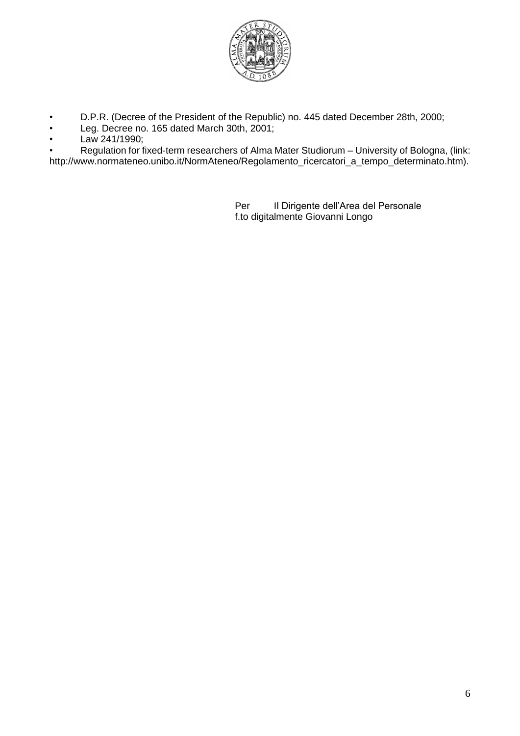- D.P.R. (Decree of the President of the Republic) no. 445 dated December 28th, 2000;
- Leg. Decree no. 165 dated March 30th, 2001;
- Law 241/1990;
- Regulation for fixed-term researchers of Alma Mater Studiorum – University of Bologna, (link: http://www.normateneo.unibo.it/NormAteneo/Regolamento_ricercatori_a_tempo_determinato.htm).

Per Il Dirigente dell'Area del Personale
f.to digitalmente Giovanni Longo